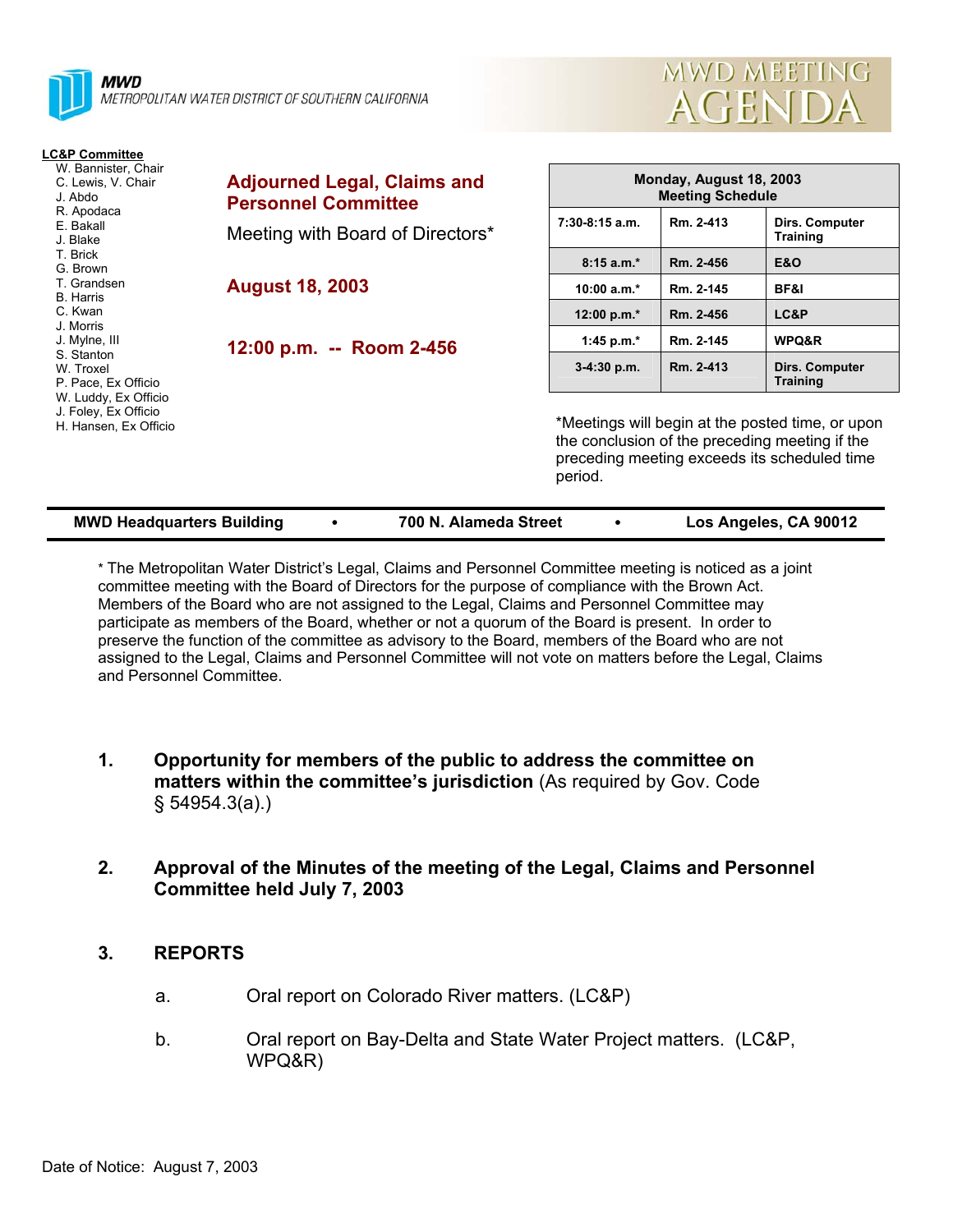**MWD**
*METROPOLITAN WATER DISTRICT OF SOUTHERN CALIFORNIA*

# MWD MEETING AGENDA

**LC&P Committee**
W. Bannister, Chair
C. Lewis, V. Chair
J. Abdo
R. Apodaca
E. Bakall
J. Blake
T. Brick
G. Brown
T. Grandsen
B. Harris
C. Kwan
J. Morris
J. Mylne, III
S. Stanton
W. Troxel
P. Pace, Ex Officio
W. Luddy, Ex Officio
J. Foley, Ex Officio
H. Hansen, Ex Officio

## Adjourned Legal, Claims and Personnel Committee

Meeting with Board of Directors*

## August 18, 2003

## 12:00 p.m. -- Room 2-456

| Monday, August 18, 2003 Meeting Schedule | | |
|---|---|---|
| 7:30-8:15 a.m. | Rm. 2-413 | Dirs. Computer Training |
| 8:15 a.m.* | Rm. 2-456 | E&O |
| 10:00 a.m.* | Rm. 2-145 | BF&I |
| 12:00 p.m.* | Rm. 2-456 | LC&P |
| 1:45 p.m.* | Rm. 2-145 | WPQ&R |
| 3-4:30 p.m. | Rm. 2-413 | Dirs. Computer Training |

*Meetings will begin at the posted time, or upon the conclusion of the preceding meeting if the preceding meeting exceeds its scheduled time period.

**MWD Headquarters Building • 700 N. Alameda Street • Los Angeles, CA 90012**

* The Metropolitan Water District's Legal, Claims and Personnel Committee meeting is noticed as a joint committee meeting with the Board of Directors for the purpose of compliance with the Brown Act. Members of the Board who are not assigned to the Legal, Claims and Personnel Committee may participate as members of the Board, whether or not a quorum of the Board is present. In order to preserve the function of the committee as advisory to the Board, members of the Board who are not assigned to the Legal, Claims and Personnel Committee will not vote on matters before the Legal, Claims and Personnel Committee.

1. **Opportunity for members of the public to address the committee on matters within the committee's jurisdiction** (As required by Gov. Code § 54954.3(a).)

2. **Approval of the Minutes of the meeting of the Legal, Claims and Personnel Committee held July 7, 2003**

3. **REPORTS**

   a. Oral report on Colorado River matters. (LC&P)

   b. Oral report on Bay-Delta and State Water Project matters. (LC&P, WPQ&R)

Date of Notice: August 7, 2003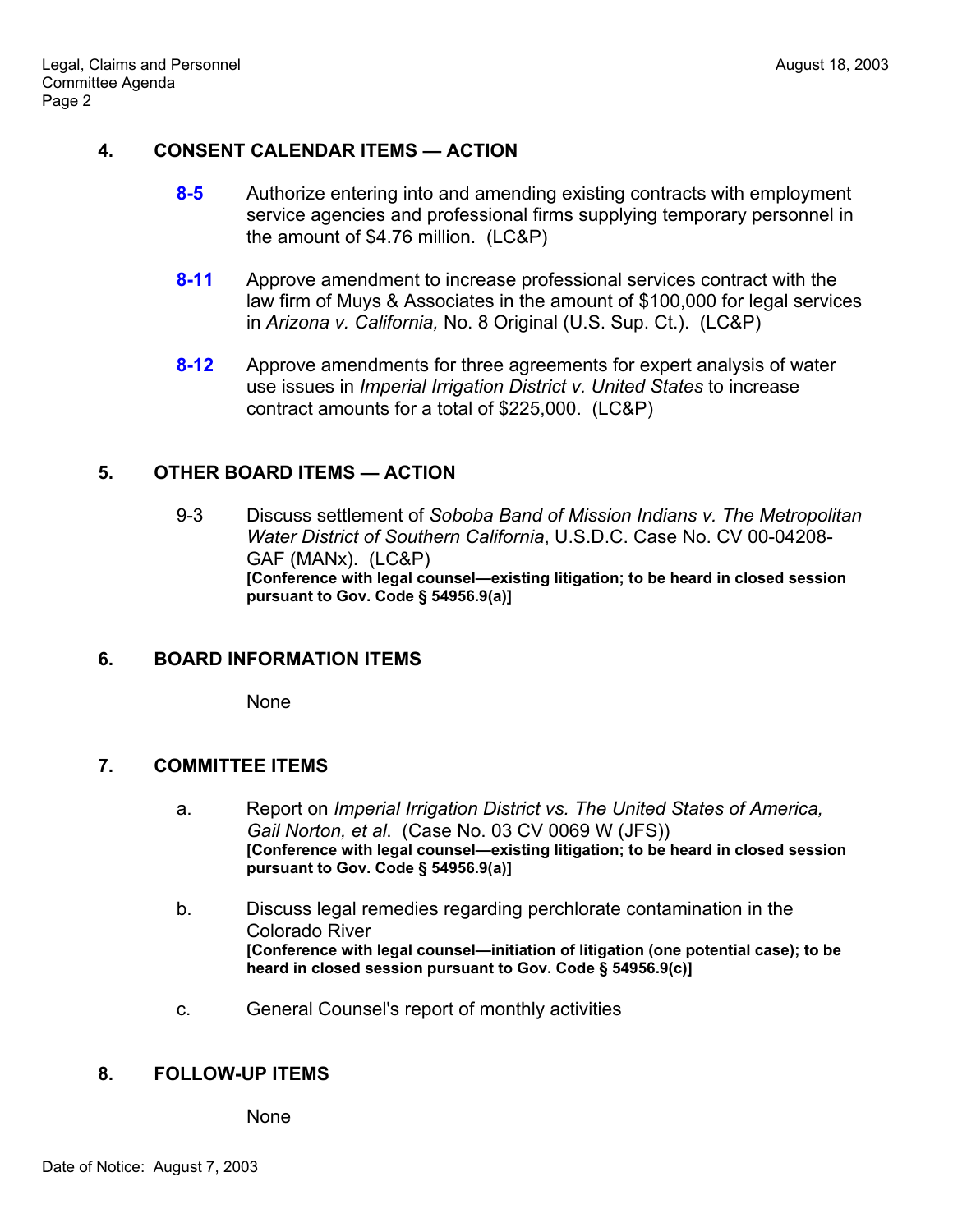## 4. CONSENT CALENDAR ITEMS — ACTION

**8-5** Authorize entering into and amending existing contracts with employment service agencies and professional firms supplying temporary personnel in the amount of $4.76 million. (LC&P)

**8-11** Approve amendment to increase professional services contract with the law firm of Muys & Associates in the amount of $100,000 for legal services in *Arizona v. California,* No. 8 Original (U.S. Sup. Ct.). (LC&P)

**8-12** Approve amendments for three agreements for expert analysis of water use issues in *Imperial Irrigation District v. United States* to increase contract amounts for a total of $225,000. (LC&P)

## 5. OTHER BOARD ITEMS — ACTION

9-3 Discuss settlement of *Soboba Band of Mission Indians v. The Metropolitan Water District of Southern California*, U.S.D.C. Case No. CV 00-04208-GAF (MANx). (LC&P)
**[Conference with legal counsel—existing litigation; to be heard in closed session pursuant to Gov. Code § 54956.9(a)]**

## 6. BOARD INFORMATION ITEMS

None

## 7. COMMITTEE ITEMS

a. Report on *Imperial Irrigation District vs. The United States of America, Gail Norton, et al*. (Case No. 03 CV 0069 W (JFS))
**[Conference with legal counsel—existing litigation; to be heard in closed session pursuant to Gov. Code § 54956.9(a)]**

b. Discuss legal remedies regarding perchlorate contamination in the Colorado River
**[Conference with legal counsel—initiation of litigation (one potential case); to be heard in closed session pursuant to Gov. Code § 54956.9(c)]**

c. General Counsel's report of monthly activities

## 8. FOLLOW-UP ITEMS

None

Date of Notice: August 7, 2003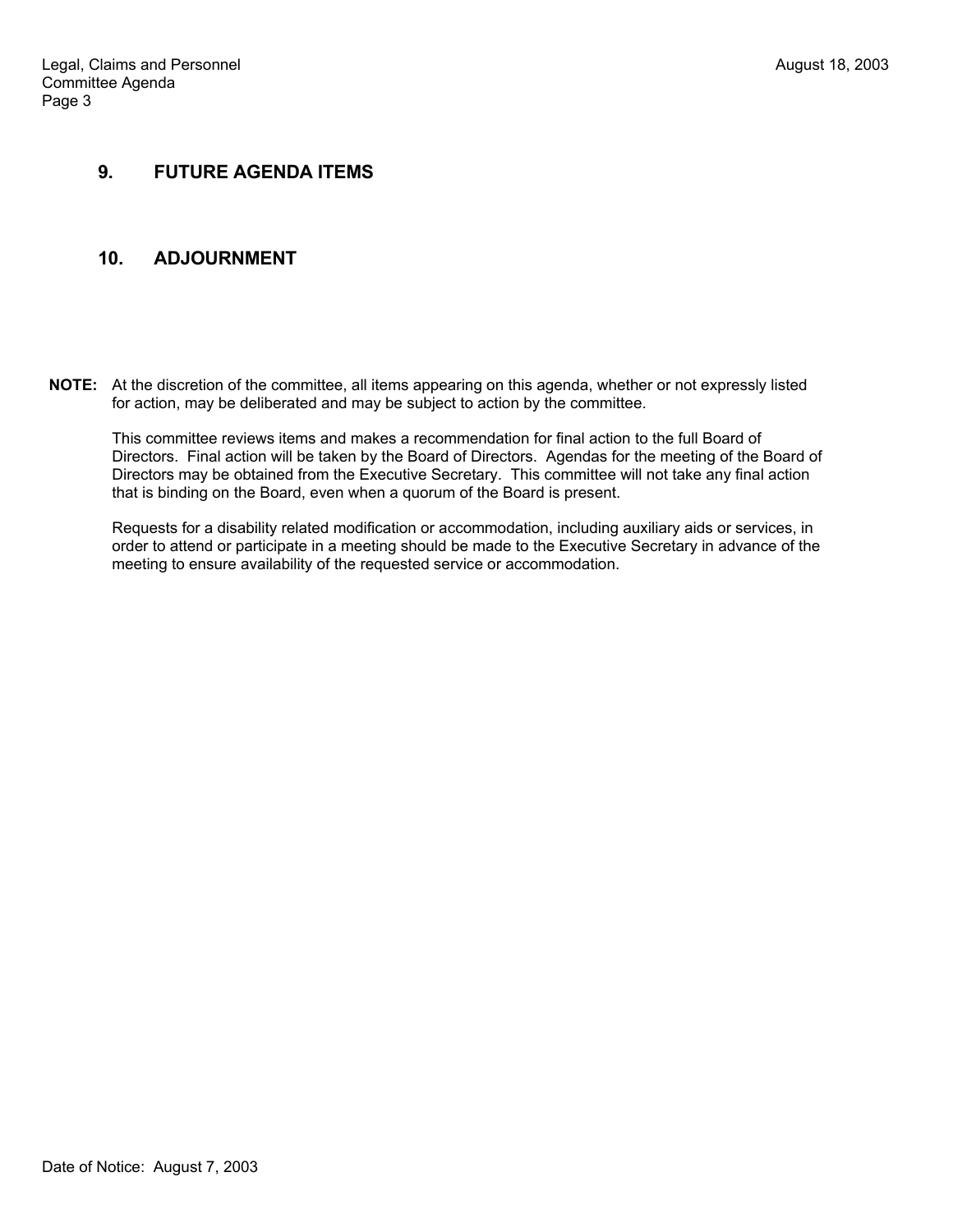## 9. FUTURE AGENDA ITEMS

## 10. ADJOURNMENT

**NOTE:** At the discretion of the committee, all items appearing on this agenda, whether or not expressly listed for action, may be deliberated and may be subject to action by the committee.

This committee reviews items and makes a recommendation for final action to the full Board of Directors. Final action will be taken by the Board of Directors. Agendas for the meeting of the Board of Directors may be obtained from the Executive Secretary. This committee will not take any final action that is binding on the Board, even when a quorum of the Board is present.

Requests for a disability related modification or accommodation, including auxiliary aids or services, in order to attend or participate in a meeting should be made to the Executive Secretary in advance of the meeting to ensure availability of the requested service or accommodation.

Date of Notice: August 7, 2003